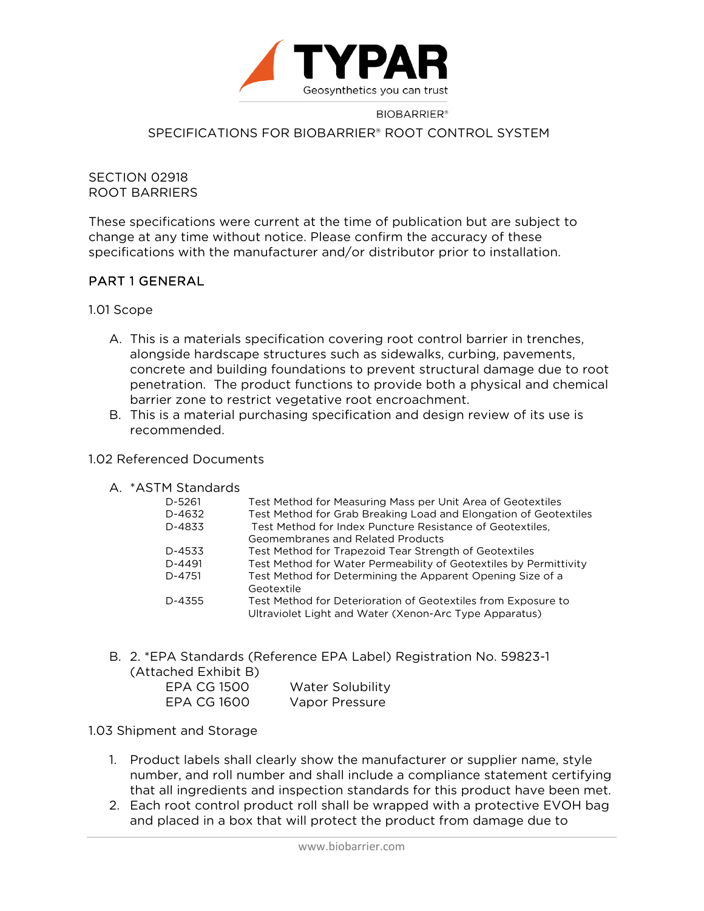TYPAR

Geosynthetics you can trust

BIOBARRIER®

SPECIFICATIONS FOR BIOBARRIER® ROOT CONTROL SYSTEM

SECTION 02918
ROOT BARRIERS

These specifications were current at the time of publication but are subject to change at any time without notice. Please confirm the accuracy of these specifications with the manufacturer and/or distributor prior to installation.

## PART 1 GENERAL

### 1.01 Scope

A. This is a materials specification covering root control barrier in trenches, alongside hardscape structures such as sidewalks, curbing, pavements, concrete and building foundations to prevent structural damage due to root penetration. The product functions to provide both a physical and chemical barrier zone to restrict vegetative root encroachment.

B. This is a material purchasing specification and design review of its use is recommended.

### 1.02 Referenced Documents

A. *ASTM Standards

| | |
|---|---|
| D-5261 | Test Method for Measuring Mass per Unit Area of Geotextiles |
| D-4632 | Test Method for Grab Breaking Load and Elongation of Geotextiles |
| D-4833 | Test Method for Index Puncture Resistance of Geotextiles, Geomembranes and Related Products |
| D-4533 | Test Method for Trapezoid Tear Strength of Geotextiles |
| D-4491 | Test Method for Water Permeability of Geotextiles by Permittivity |
| D-4751 | Test Method for Determining the Apparent Opening Size of a Geotextile |
| D-4355 | Test Method for Deterioration of Geotextiles from Exposure to Ultraviolet Light and Water (Xenon-Arc Type Apparatus) |

B. 2. *EPA Standards (Reference EPA Label) Registration No. 59823-1 (Attached Exhibit B)

| | |
|---|---|
| EPA CG 1500 | Water Solubility |
| EPA CG 1600 | Vapor Pressure |

### 1.03 Shipment and Storage

1. Product labels shall clearly show the manufacturer or supplier name, style number, and roll number and shall include a compliance statement certifying that all ingredients and inspection standards for this product have been met.
2. Each root control product roll shall be wrapped with a protective EVOH bag and placed in a box that will protect the product from damage due to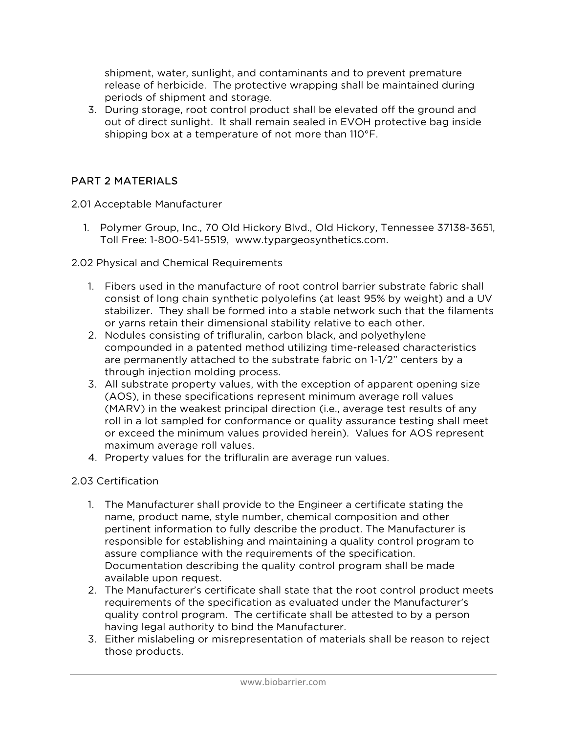shipment, water, sunlight, and contaminants and to prevent premature release of herbicide. The protective wrapping shall be maintained during periods of shipment and storage.

3. During storage, root control product shall be elevated off the ground and out of direct sunlight. It shall remain sealed in EVOH protective bag inside shipping box at a temperature of not more than 110°F.

## PART 2 MATERIALS

2.01 Acceptable Manufacturer

1. Polymer Group, Inc., 70 Old Hickory Blvd., Old Hickory, Tennessee 37138-3651, Toll Free: 1-800-541-5519, www.typargeosynthetics.com.

2.02 Physical and Chemical Requirements

1. Fibers used in the manufacture of root control barrier substrate fabric shall consist of long chain synthetic polyolefins (at least 95% by weight) and a UV stabilizer. They shall be formed into a stable network such that the filaments or yarns retain their dimensional stability relative to each other.
2. Nodules consisting of trifluralin, carbon black, and polyethylene compounded in a patented method utilizing time-released characteristics are permanently attached to the substrate fabric on 1-1/2" centers by a through injection molding process.
3. All substrate property values, with the exception of apparent opening size (AOS), in these specifications represent minimum average roll values (MARV) in the weakest principal direction (i.e., average test results of any roll in a lot sampled for conformance or quality assurance testing shall meet or exceed the minimum values provided herein). Values for AOS represent maximum average roll values.
4. Property values for the trifluralin are average run values.

2.03 Certification

1. The Manufacturer shall provide to the Engineer a certificate stating the name, product name, style number, chemical composition and other pertinent information to fully describe the product. The Manufacturer is responsible for establishing and maintaining a quality control program to assure compliance with the requirements of the specification. Documentation describing the quality control program shall be made available upon request.
2. The Manufacturer's certificate shall state that the root control product meets requirements of the specification as evaluated under the Manufacturer's quality control program. The certificate shall be attested to by a person having legal authority to bind the Manufacturer.
3. Either mislabeling or misrepresentation of materials shall be reason to reject those products.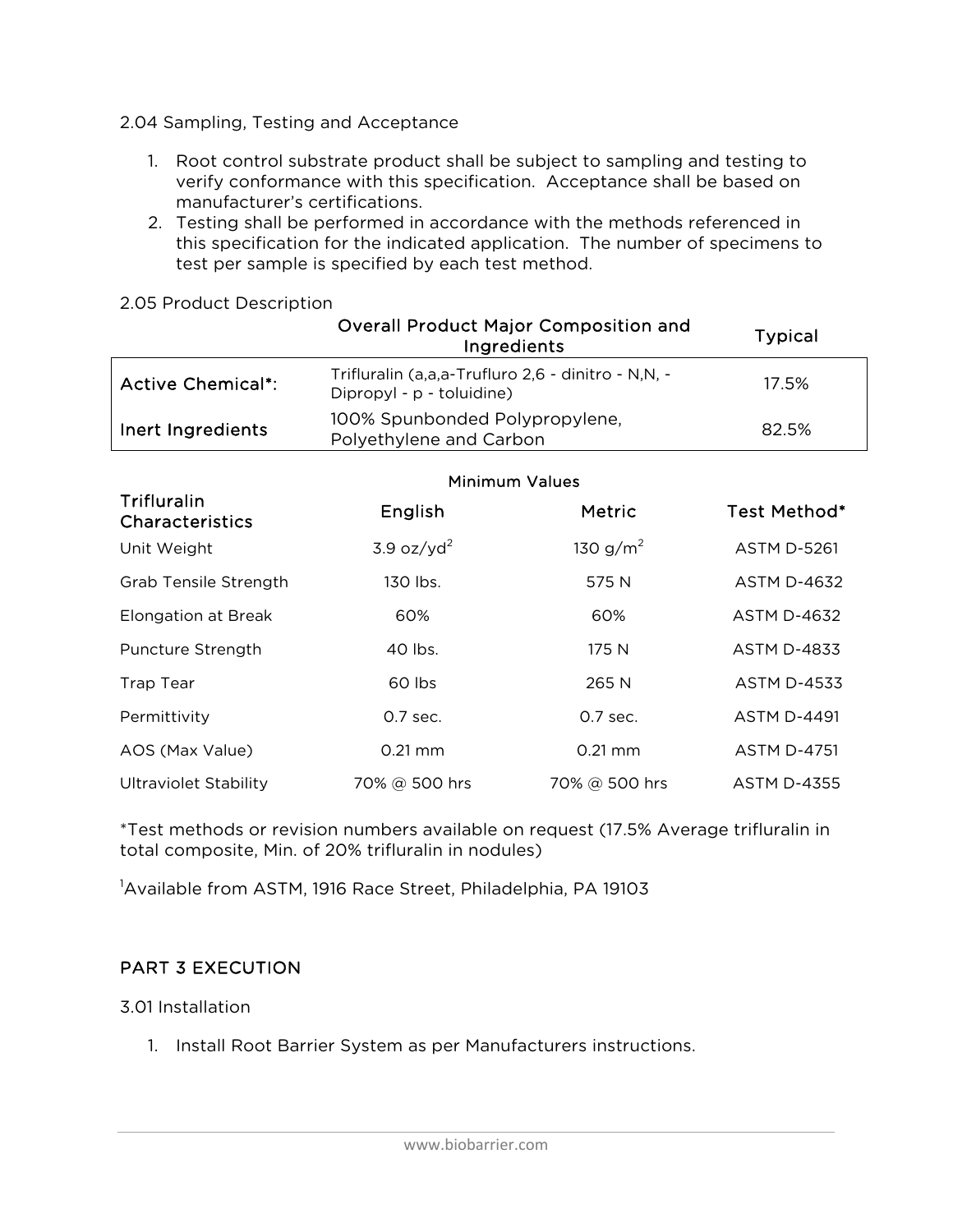2.04 Sampling, Testing and Acceptance

1. Root control substrate product shall be subject to sampling and testing to verify conformance with this specification. Acceptance shall be based on manufacturer's certifications.
2. Testing shall be performed in accordance with the methods referenced in this specification for the indicated application. The number of specimens to test per sample is specified by each test method.

2.05 Product Description

| | Overall Product Major Composition and Ingredients | Typical |
|---|---|---|
| Active Chemical*: | Trifluralin (a,a,a-Trifluro 2,6 - dinitro - N,N, - Dipropyl - p - toluidine) | 17.5% |
| Inert Ingredients | 100% Spunbonded Polypropylene, Polyethylene and Carbon | 82.5% |

| Trifluralin Characteristics | Minimum Values English | Metric | Test Method* |
|---|---|---|---|
| Unit Weight | 3.9 oz/yd$^2$ | 130 g/m$^2$ | ASTM D-5261 |
| Grab Tensile Strength | 130 lbs. | 575 N | ASTM D-4632 |
| Elongation at Break | 60% | 60% | ASTM D-4632 |
| Puncture Strength | 40 lbs. | 175 N | ASTM D-4833 |
| Trap Tear | 60 lbs | 265 N | ASTM D-4533 |
| Permittivity | 0.7 sec. | 0.7 sec. | ASTM D-4491 |
| AOS (Max Value) | 0.21 mm | 0.21 mm | ASTM D-4751 |
| Ultraviolet Stability | 70% @ 500 hrs | 70% @ 500 hrs | ASTM D-4355 |

*Test methods or revision numbers available on request (17.5% Average trifluralin in total composite, Min. of 20% trifluralin in nodules)

[1]Available from ASTM, 1916 Race Street, Philadelphia, PA 19103

## PART 3 EXECUTION

3.01 Installation

1. Install Root Barrier System as per Manufacturers instructions.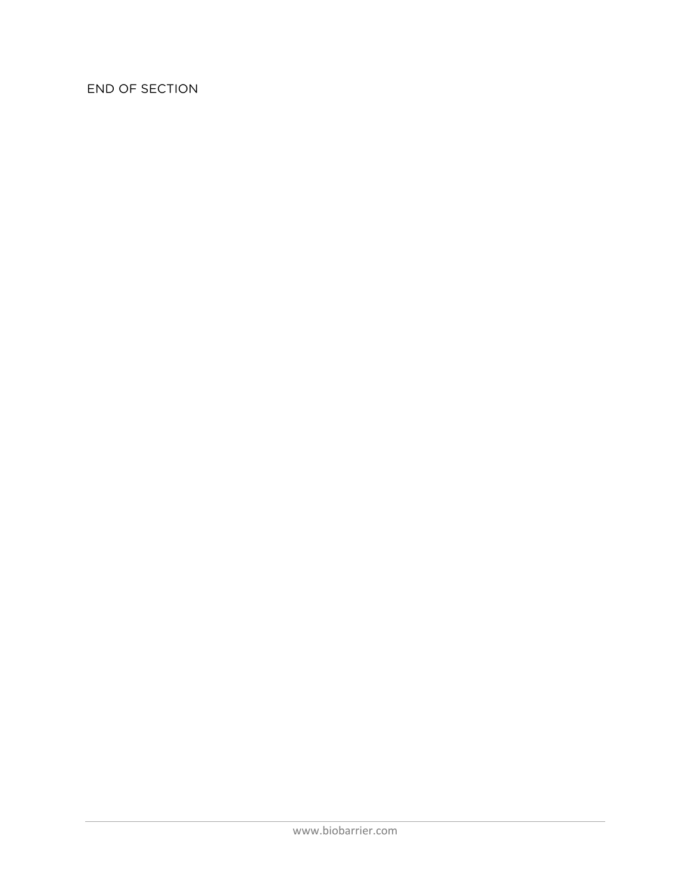END OF SECTION